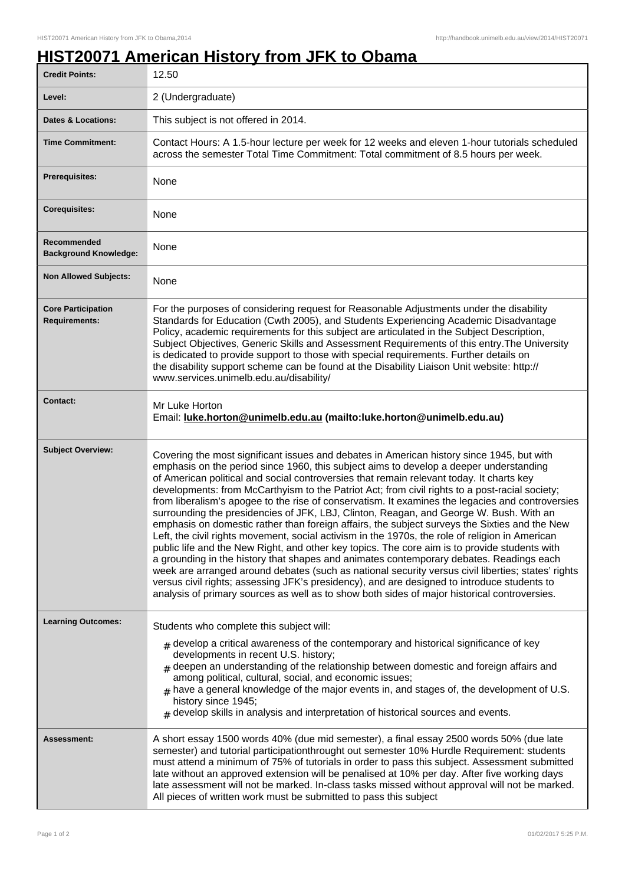# HIST20071 American History from JFK to Obama

| | |
|---|---|
| **Credit Points:** | 12.50 |
| **Level:** | 2 (Undergraduate) |
| **Dates & Locations:** | This subject is not offered in 2014. |
| **Time Commitment:** | Contact Hours: A 1.5-hour lecture per week for 12 weeks and eleven 1-hour tutorials scheduled across the semester Total Time Commitment: Total commitment of 8.5 hours per week. |
| **Prerequisites:** | None |
| **Corequisites:** | None |
| **Recommended Background Knowledge:** | None |
| **Non Allowed Subjects:** | None |
| **Core Participation Requirements:** | For the purposes of considering request for Reasonable Adjustments under the disability Standards for Education (Cwth 2005), and Students Experiencing Academic Disadvantage Policy, academic requirements for this subject are articulated in the Subject Description, Subject Objectives, Generic Skills and Assessment Requirements of this entry.The University is dedicated to provide support to those with special requirements. Further details on the disability support scheme can be found at the Disability Liaison Unit website: http://www.services.unimelb.edu.au/disability/ |
| **Contact:** | Mr Luke Horton<br>Email: **luke.horton@unimelb.edu.au (mailto:luke.horton@unimelb.edu.au)** |
| **Subject Overview:** | Covering the most significant issues and debates in American history since 1945, but with emphasis on the period since 1960, this subject aims to develop a deeper understanding of American political and social controversies that remain relevant today. It charts key developments: from McCarthyism to the Patriot Act; from civil rights to a post-racial society; from liberalism's apogee to the rise of conservatism. It examines the legacies and controversies surrounding the presidencies of JFK, LBJ, Clinton, Reagan, and George W. Bush. With an emphasis on domestic rather than foreign affairs, the subject surveys the Sixties and the New Left, the civil rights movement, social activism in the 1970s, the role of religion in American public life and the New Right, and other key topics. The core aim is to provide students with a grounding in the history that shapes and animates contemporary debates. Readings each week are arranged around debates (such as national security versus civil liberties; states' rights versus civil rights; assessing JFK's presidency), and are designed to introduce students to analysis of primary sources as well as to show both sides of major historical controversies. |
| **Learning Outcomes:** | Students who complete this subject will:<br># develop a critical awareness of the contemporary and historical significance of key developments in recent U.S. history;<br># deepen an understanding of the relationship between domestic and foreign affairs and among political, cultural, social, and economic issues;<br># have a general knowledge of the major events in, and stages of, the development of U.S. history since 1945;<br># develop skills in analysis and interpretation of historical sources and events. |
| **Assessment:** | A short essay 1500 words 40% (due mid semester), a final essay 2500 words 50% (due late semester) and tutorial participationthrought out semester 10% Hurdle Requirement: students must attend a minimum of 75% of tutorials in order to pass this subject. Assessment submitted late without an approved extension will be penalised at 10% per day. After five working days late assessment will not be marked. In-class tasks missed without approval will not be marked. All pieces of written work must be submitted to pass this subject |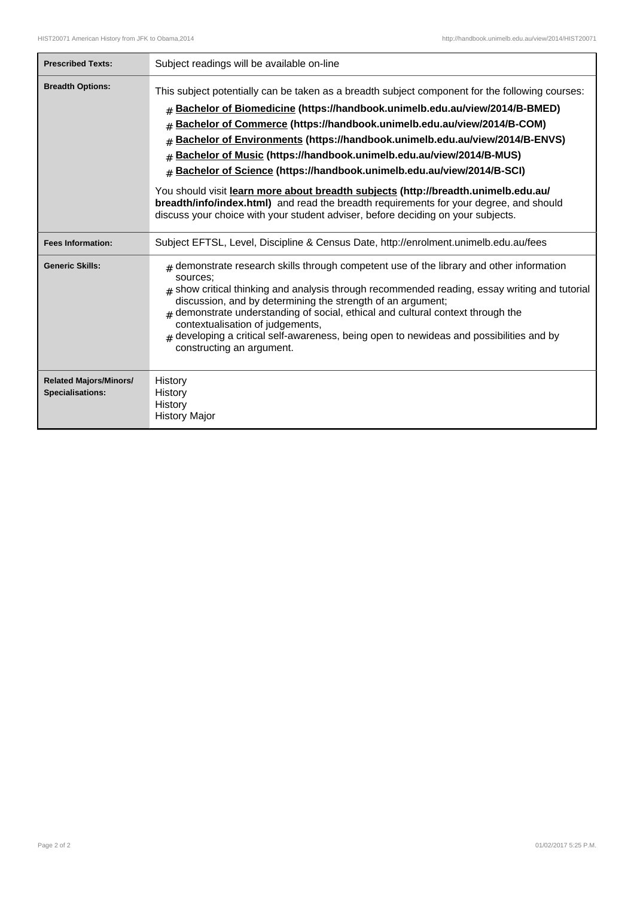| | |
|---|---|
| **Prescribed Texts:** | Subject readings will be available on-line |
| **Breadth Options:** | This subject potentially can be taken as a breadth subject component for the following courses:<br># **Bachelor of Biomedicine (https://handbook.unimelb.edu.au/view/2014/B-BMED)**<br># **Bachelor of Commerce (https://handbook.unimelb.edu.au/view/2014/B-COM)**<br># **Bachelor of Environments (https://handbook.unimelb.edu.au/view/2014/B-ENVS)**<br># **Bachelor of Music (https://handbook.unimelb.edu.au/view/2014/B-MUS)**<br># **Bachelor of Science (https://handbook.unimelb.edu.au/view/2014/B-SCI)**<br>You should visit **learn more about breadth subjects (http://breadth.unimelb.edu.au/breadth/info/index.html)** and read the breadth requirements for your degree, and should discuss your choice with your student adviser, before deciding on your subjects. |
| **Fees Information:** | Subject EFTSL, Level, Discipline & Census Date, http://enrolment.unimelb.edu.au/fees |
| **Generic Skills:** | # demonstrate research skills through competent use of the library and other information sources;<br># show critical thinking and analysis through recommended reading, essay writing and tutorial discussion, and by determining the strength of an argument;<br># demonstrate understanding of social, ethical and cultural context through the contextualisation of judgements,<br># developing a critical self-awareness, being open to newideas and possibilities and by constructing an argument. |
| **Related Majors/Minors/ Specialisations:** | History<br>History<br>History<br>History Major |